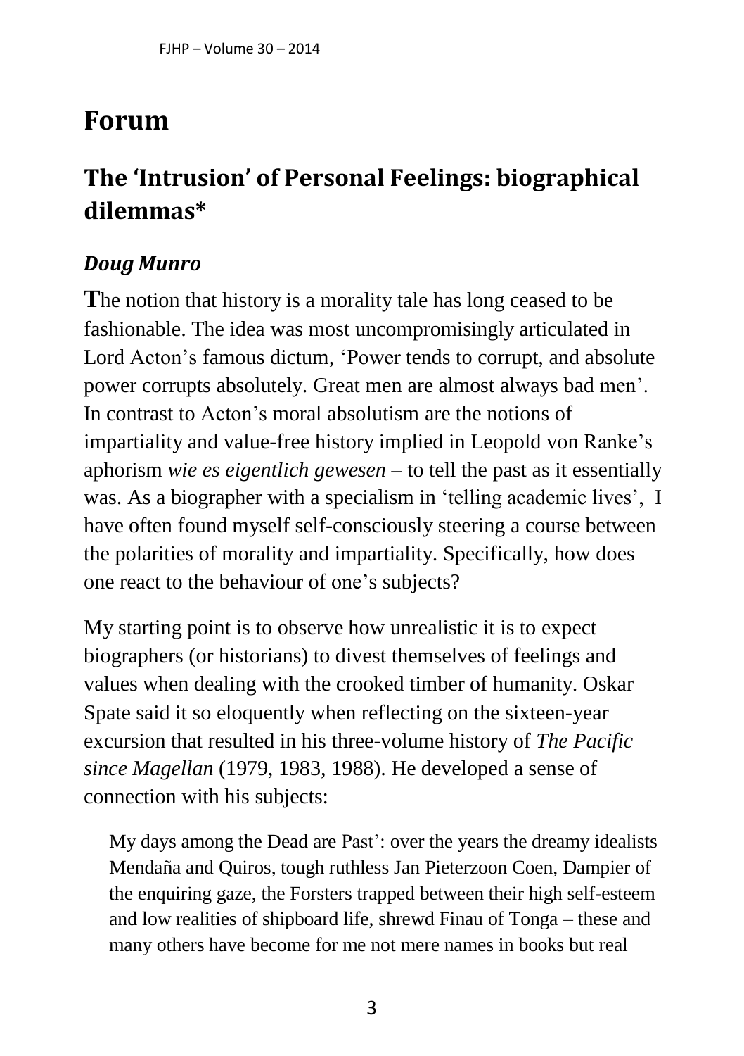# Forum

## The 'Intrusion' of Personal Feelings: biographical dilemmas*

### *Doug Munro*

**T**he notion that history is a morality tale has long ceased to be fashionable. The idea was most uncompromisingly articulated in Lord Acton's famous dictum, 'Power tends to corrupt, and absolute power corrupts absolutely. Great men are almost always bad men'. In contrast to Acton's moral absolutism are the notions of impartiality and value-free history implied in Leopold von Ranke's aphorism *wie es eigentlich gewesen* – to tell the past as it essentially was. As a biographer with a specialism in 'telling academic lives', I have often found myself self-consciously steering a course between the polarities of morality and impartiality. Specifically, how does one react to the behaviour of one's subjects?

My starting point is to observe how unrealistic it is to expect biographers (or historians) to divest themselves of feelings and values when dealing with the crooked timber of humanity. Oskar Spate said it so eloquently when reflecting on the sixteen-year excursion that resulted in his three-volume history of *The Pacific since Magellan* (1979, 1983, 1988). He developed a sense of connection with his subjects:

> My days among the Dead are Past': over the years the dreamy idealists Mendaña and Quiros, tough ruthless Jan Pieterzoon Coen, Dampier of the enquiring gaze, the Forsters trapped between their high self-esteem and low realities of shipboard life, shrewd Finau of Tonga – these and many others have become for me not mere names in books but real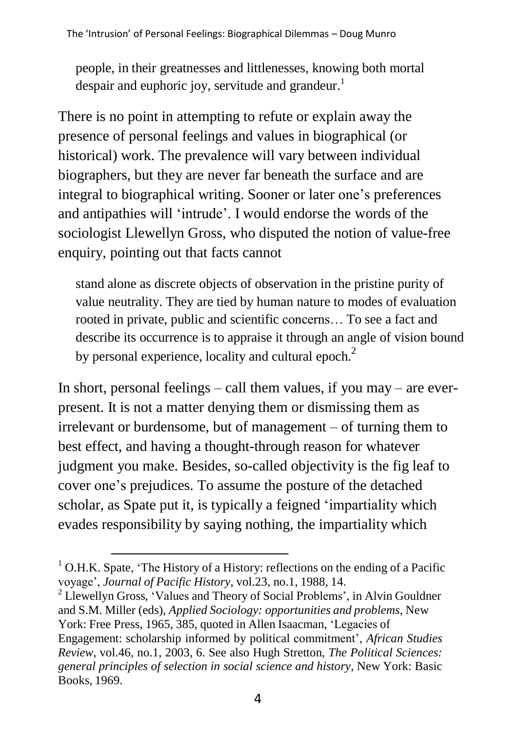> people, in their greatnesses and littlenesses, knowing both mortal despair and euphoric joy, servitude and grandeur.[1]

There is no point in attempting to refute or explain away the presence of personal feelings and values in biographical (or historical) work. The prevalence will vary between individual biographers, but they are never far beneath the surface and are integral to biographical writing. Sooner or later one's preferences and antipathies will 'intrude'. I would endorse the words of the sociologist Llewellyn Gross, who disputed the notion of value-free enquiry, pointing out that facts cannot

> stand alone as discrete objects of observation in the pristine purity of value neutrality. They are tied by human nature to modes of evaluation rooted in private, public and scientific concerns… To see a fact and describe its occurrence is to appraise it through an angle of vision bound by personal experience, locality and cultural epoch.[2]

In short, personal feelings – call them values, if you may – are ever-present. It is not a matter denying them or dismissing them as irrelevant or burdensome, but of management – of turning them to best effect, and having a thought-through reason for whatever judgment you make. Besides, so-called objectivity is the fig leaf to cover one's prejudices. To assume the posture of the detached scholar, as Spate put it, is typically a feigned 'impartiality which evades responsibility by saying nothing, the impartiality which

---

[1] O.H.K. Spate, 'The History of a History: reflections on the ending of a Pacific voyage', *Journal of Pacific History*, vol.23, no.1, 1988, 14.

[2] Llewellyn Gross, 'Values and Theory of Social Problems', in Alvin Gouldner and S.M. Miller (eds), *Applied Sociology: opportunities and problems*, New York: Free Press, 1965, 385, quoted in Allen Isaacman, 'Legacies of Engagement: scholarship informed by political commitment', *African Studies Review*, vol.46, no.1, 2003, 6. See also Hugh Stretton, *The Political Sciences: general principles of selection in social science and history*, New York: Basic Books, 1969.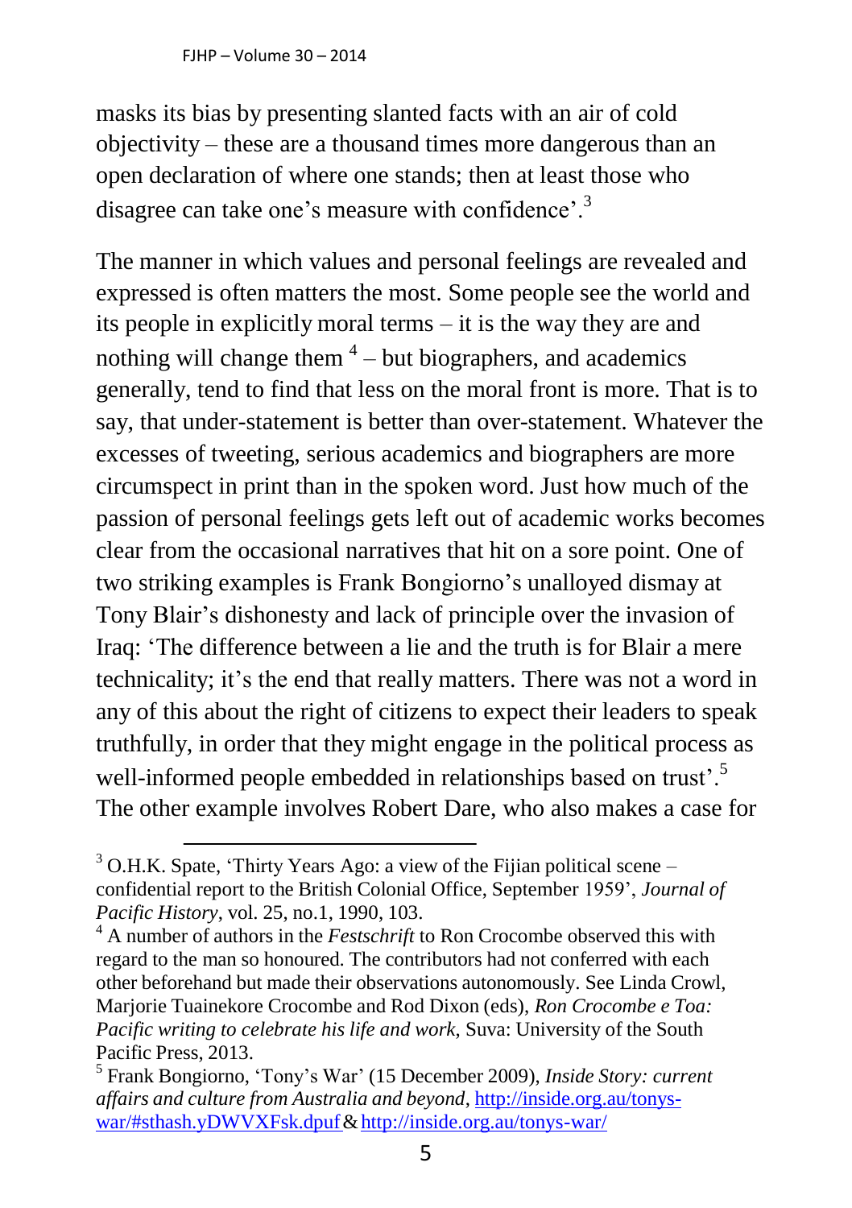masks its bias by presenting slanted facts with an air of cold objectivity – these are a thousand times more dangerous than an open declaration of where one stands; then at least those who disagree can take one's measure with confidence'.[3]

The manner in which values and personal feelings are revealed and expressed is often matters the most. Some people see the world and its people in explicitly moral terms – it is the way they are and nothing will change them [4] – but biographers, and academics generally, tend to find that less on the moral front is more. That is to say, that under-statement is better than over-statement. Whatever the excesses of tweeting, serious academics and biographers are more circumspect in print than in the spoken word. Just how much of the passion of personal feelings gets left out of academic works becomes clear from the occasional narratives that hit on a sore point. One of two striking examples is Frank Bongiorno's unalloyed dismay at Tony Blair's dishonesty and lack of principle over the invasion of Iraq: 'The difference between a lie and the truth is for Blair a mere technicality; it's the end that really matters. There was not a word in any of this about the right of citizens to expect their leaders to speak truthfully, in order that they might engage in the political process as well-informed people embedded in relationships based on trust'.[5] The other example involves Robert Dare, who also makes a case for

---

[3] O.H.K. Spate, 'Thirty Years Ago: a view of the Fijian political scene – confidential report to the British Colonial Office, September 1959', *Journal of Pacific History*, vol. 25, no.1, 1990, 103.

[4] A number of authors in the *Festschrift* to Ron Crocombe observed this with regard to the man so honoured. The contributors had not conferred with each other beforehand but made their observations autonomously. See Linda Crowl, Marjorie Tuainekore Crocombe and Rod Dixon (eds), *Ron Crocombe e Toa: Pacific writing to celebrate his life and work*, Suva: University of the South Pacific Press, 2013.

[5] Frank Bongiorno, 'Tony's War' (15 December 2009), *Inside Story: current affairs and culture from Australia and beyond*, http://inside.org.au/tonys-war/#sthash.yDWVXFsk.dpuf & http://inside.org.au/tonys-war/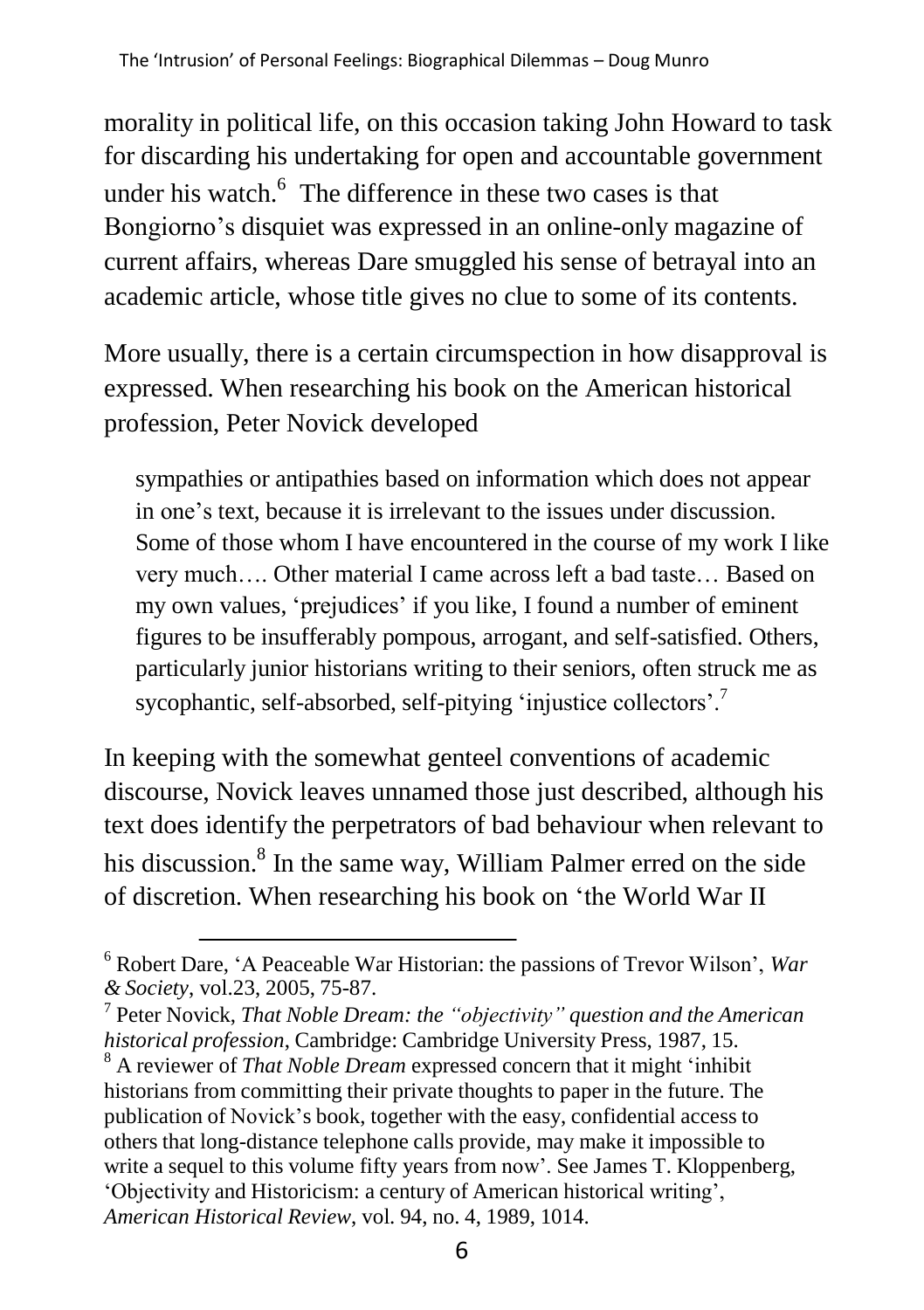morality in political life, on this occasion taking John Howard to task for discarding his undertaking for open and accountable government under his watch.[6] The difference in these two cases is that Bongiorno's disquiet was expressed in an online-only magazine of current affairs, whereas Dare smuggled his sense of betrayal into an academic article, whose title gives no clue to some of its contents.

More usually, there is a certain circumspection in how disapproval is expressed. When researching his book on the American historical profession, Peter Novick developed

> sympathies or antipathies based on information which does not appear in one's text, because it is irrelevant to the issues under discussion. Some of those whom I have encountered in the course of my work I like very much…. Other material I came across left a bad taste… Based on my own values, 'prejudices' if you like, I found a number of eminent figures to be insufferably pompous, arrogant, and self-satisfied. Others, particularly junior historians writing to their seniors, often struck me as sycophantic, self-absorbed, self-pitying 'injustice collectors'.[7]

In keeping with the somewhat genteel conventions of academic discourse, Novick leaves unnamed those just described, although his text does identify the perpetrators of bad behaviour when relevant to his discussion.[8] In the same way, William Palmer erred on the side of discretion. When researching his book on 'the World War II

---

[6] Robert Dare, 'A Peaceable War Historian: the passions of Trevor Wilson', *War & Society*, vol.23, 2005, 75-87.

[7] Peter Novick, *That Noble Dream: the "objectivity" question and the American historical profession*, Cambridge: Cambridge University Press, 1987, 15.

[8] A reviewer of *That Noble Dream* expressed concern that it might 'inhibit historians from committing their private thoughts to paper in the future. The publication of Novick's book, together with the easy, confidential access to others that long-distance telephone calls provide, may make it impossible to write a sequel to this volume fifty years from now'. See James T. Kloppenberg, 'Objectivity and Historicism: a century of American historical writing', *American Historical Review*, vol. 94, no. 4, 1989, 1014.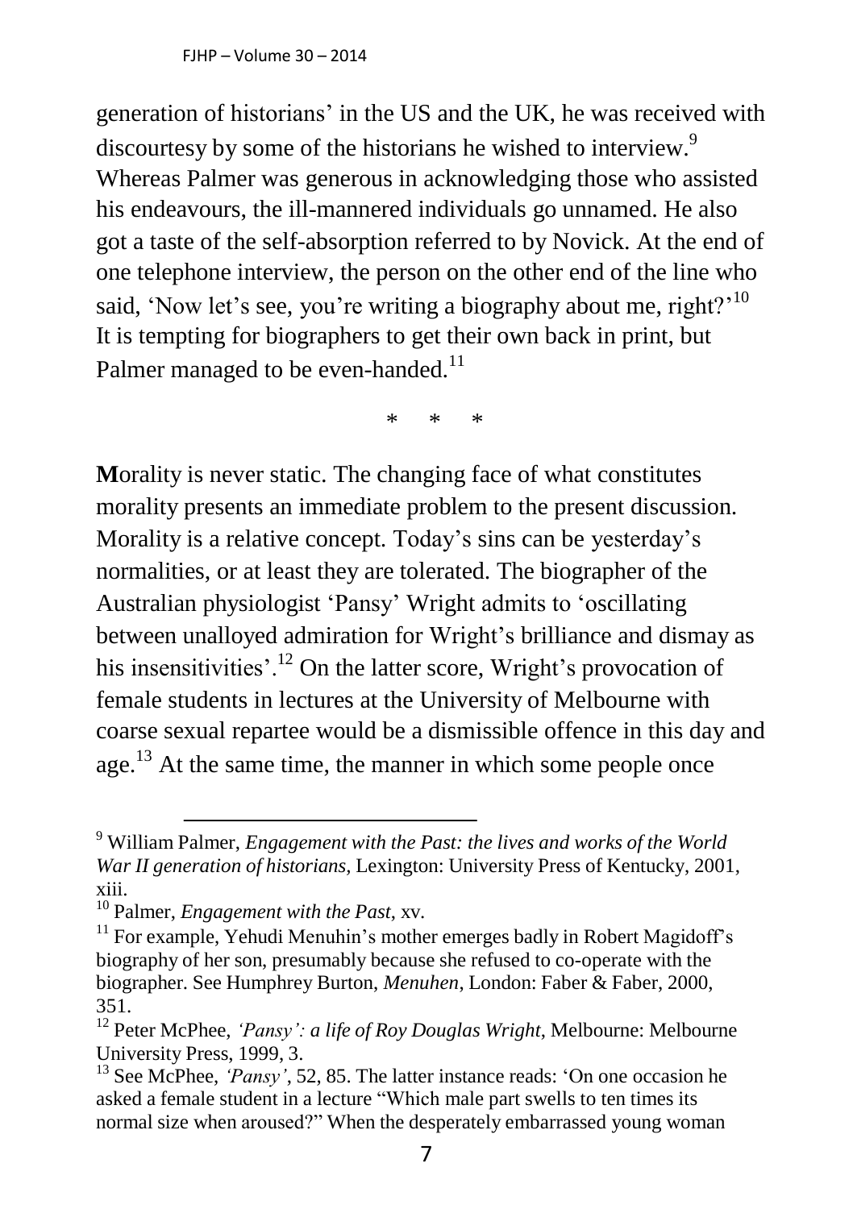generation of historians' in the US and the UK, he was received with discourtesy by some of the historians he wished to interview.[9] Whereas Palmer was generous in acknowledging those who assisted his endeavours, the ill-mannered individuals go unnamed. He also got a taste of the self-absorption referred to by Novick. At the end of one telephone interview, the person on the other end of the line who said, 'Now let's see, you're writing a biography about me, right?'[10] It is tempting for biographers to get their own back in print, but Palmer managed to be even-handed.[11]

\* \* \*

**M**orality is never static. The changing face of what constitutes morality presents an immediate problem to the present discussion. Morality is a relative concept. Today's sins can be yesterday's normalities, or at least they are tolerated. The biographer of the Australian physiologist 'Pansy' Wright admits to 'oscillating between unalloyed admiration for Wright's brilliance and dismay as his insensitivities'.[12] On the latter score, Wright's provocation of female students in lectures at the University of Melbourne with coarse sexual repartee would be a dismissible offence in this day and age.[13] At the same time, the manner in which some people once

---

[9] William Palmer, *Engagement with the Past: the lives and works of the World War II generation of historians*, Lexington: University Press of Kentucky, 2001, xiii.

[10] Palmer, *Engagement with the Past*, xv.

[11] For example, Yehudi Menuhin's mother emerges badly in Robert Magidoff's biography of her son, presumably because she refused to co-operate with the biographer. See Humphrey Burton, *Menuhen*, London: Faber & Faber, 2000, 351.

[12] Peter McPhee, *'Pansy': a life of Roy Douglas Wright*, Melbourne: Melbourne University Press, 1999, 3.

[13] See McPhee, *'Pansy'*, 52, 85. The latter instance reads: 'On one occasion he asked a female student in a lecture "Which male part swells to ten times its normal size when aroused?" When the desperately embarrassed young woman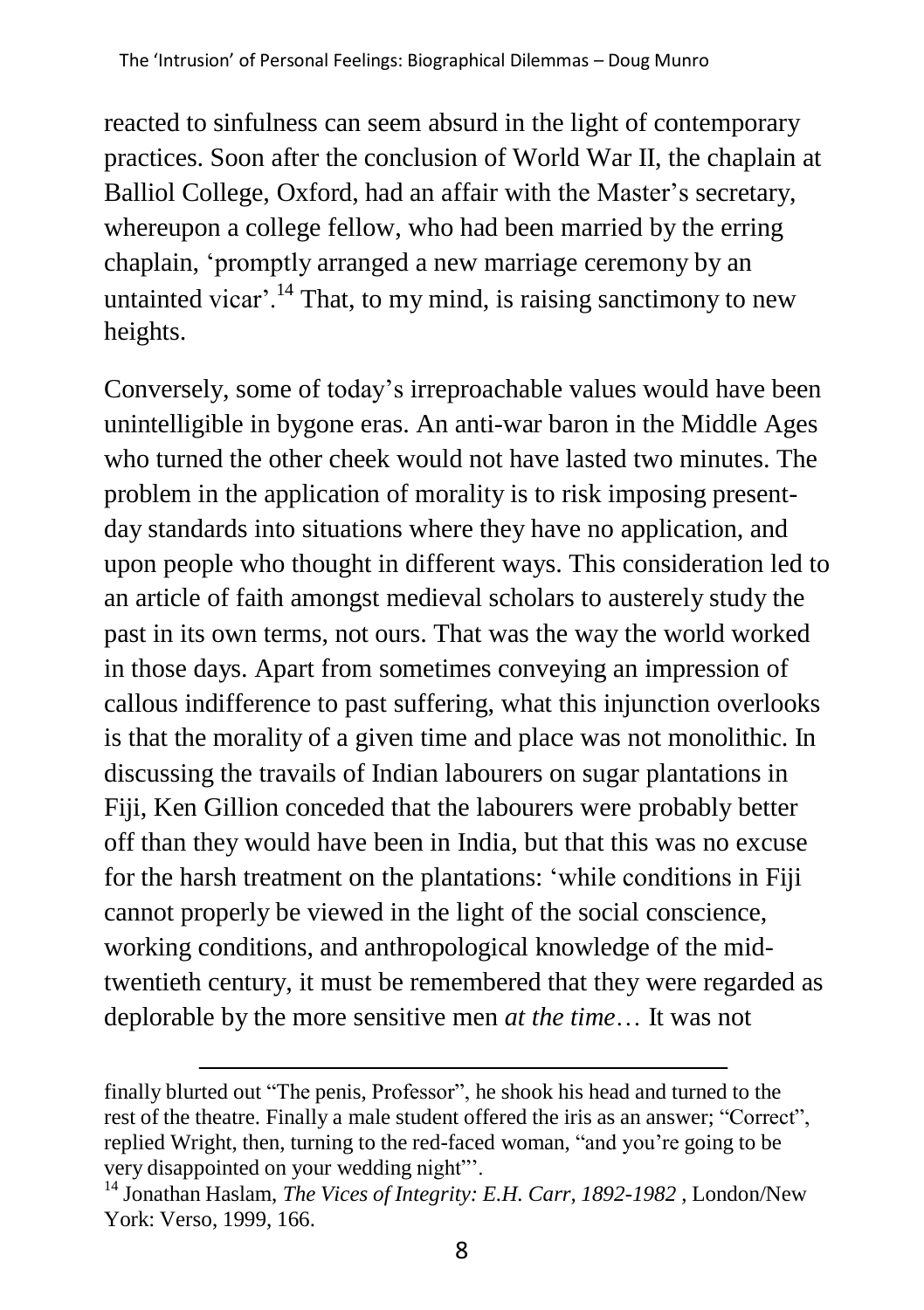reacted to sinfulness can seem absurd in the light of contemporary practices. Soon after the conclusion of World War II, the chaplain at Balliol College, Oxford, had an affair with the Master's secretary, whereupon a college fellow, who had been married by the erring chaplain, 'promptly arranged a new marriage ceremony by an untainted vicar'.[14] That, to my mind, is raising sanctimony to new heights.

Conversely, some of today's irreproachable values would have been unintelligible in bygone eras. An anti-war baron in the Middle Ages who turned the other cheek would not have lasted two minutes. The problem in the application of morality is to risk imposing present-day standards into situations where they have no application, and upon people who thought in different ways. This consideration led to an article of faith amongst medieval scholars to austerely study the past in its own terms, not ours. That was the way the world worked in those days. Apart from sometimes conveying an impression of callous indifference to past suffering, what this injunction overlooks is that the morality of a given time and place was not monolithic. In discussing the travails of Indian labourers on sugar plantations in Fiji, Ken Gillion conceded that the labourers were probably better off than they would have been in India, but that this was no excuse for the harsh treatment on the plantations: 'while conditions in Fiji cannot properly be viewed in the light of the social conscience, working conditions, and anthropological knowledge of the mid-twentieth century, it must be remembered that they were regarded as deplorable by the more sensitive men *at the time*… It was not

---

finally blurted out "The penis, Professor", he shook his head and turned to the rest of the theatre. Finally a male student offered the iris as an answer; "Correct", replied Wright, then, turning to the red-faced woman, "and you're going to be very disappointed on your wedding night"'.

[14] Jonathan Haslam, *The Vices of Integrity: E.H. Carr, 1892-1982* , London/New York: Verso, 1999, 166.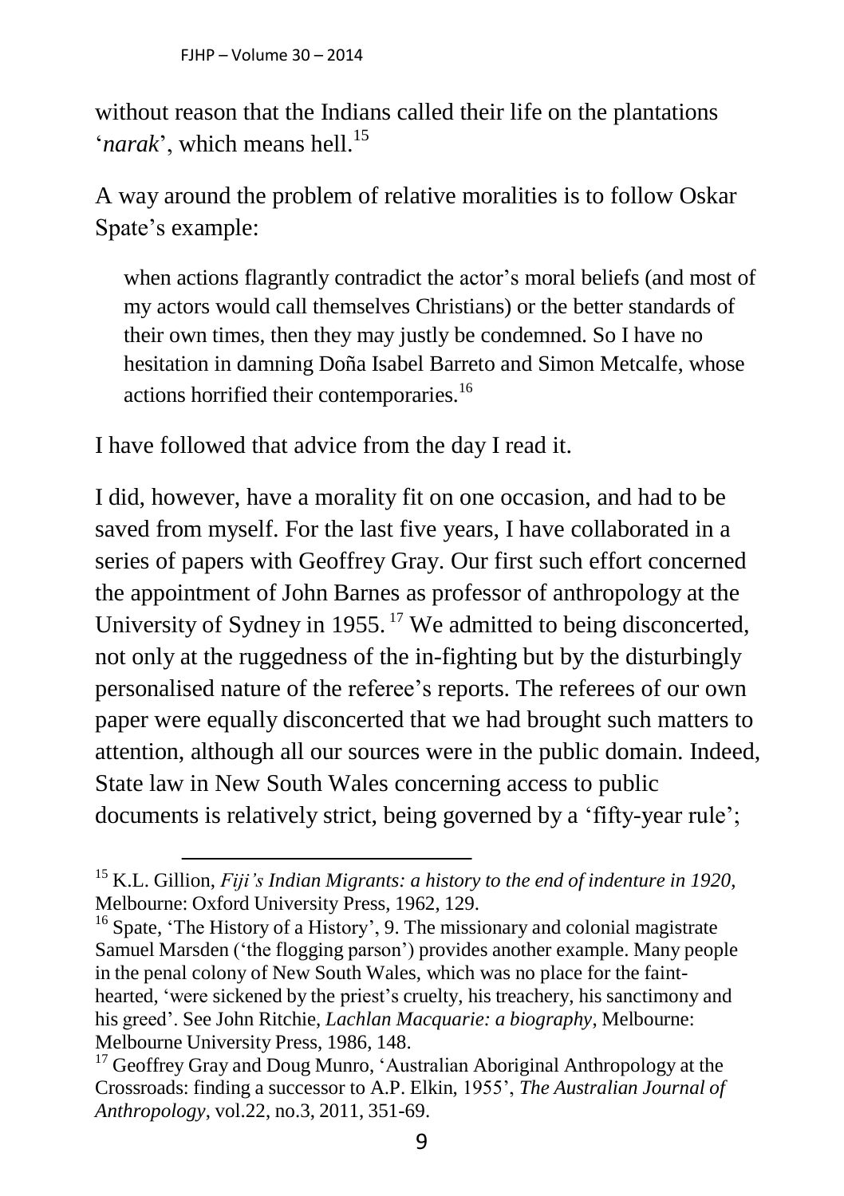without reason that the Indians called their life on the plantations '*narak*', which means hell.[15]

A way around the problem of relative moralities is to follow Oskar Spate's example:

> when actions flagrantly contradict the actor's moral beliefs (and most of my actors would call themselves Christians) or the better standards of their own times, then they may justly be condemned. So I have no hesitation in damning Doña Isabel Barreto and Simon Metcalfe, whose actions horrified their contemporaries.[16]

I have followed that advice from the day I read it.

I did, however, have a morality fit on one occasion, and had to be saved from myself. For the last five years, I have collaborated in a series of papers with Geoffrey Gray. Our first such effort concerned the appointment of John Barnes as professor of anthropology at the University of Sydney in 1955.[17] We admitted to being disconcerted, not only at the ruggedness of the in-fighting but by the disturbingly personalised nature of the referee's reports. The referees of our own paper were equally disconcerted that we had brought such matters to attention, although all our sources were in the public domain. Indeed, State law in New South Wales concerning access to public documents is relatively strict, being governed by a 'fifty-year rule';

---

[15] K.L. Gillion, *Fiji's Indian Migrants: a history to the end of indenture in 1920*, Melbourne: Oxford University Press, 1962, 129.

[16] Spate, 'The History of a History', 9. The missionary and colonial magistrate Samuel Marsden ('the flogging parson') provides another example. Many people in the penal colony of New South Wales, which was no place for the faint-hearted, 'were sickened by the priest's cruelty, his treachery, his sanctimony and his greed'. See John Ritchie, *Lachlan Macquarie: a biography*, Melbourne: Melbourne University Press, 1986, 148.

[17] Geoffrey Gray and Doug Munro, 'Australian Aboriginal Anthropology at the Crossroads: finding a successor to A.P. Elkin, 1955', *The Australian Journal of Anthropology*, vol.22, no.3, 2011, 351-69.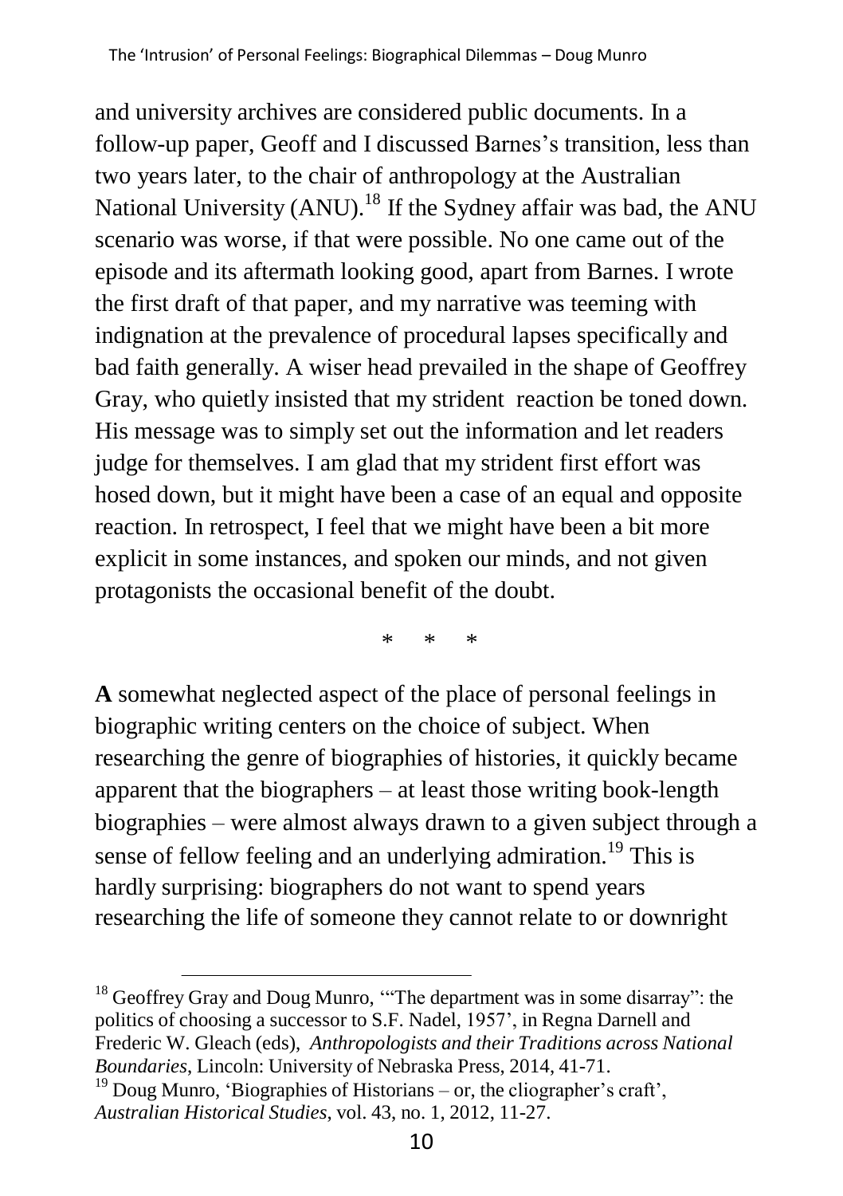and university archives are considered public documents. In a follow-up paper, Geoff and I discussed Barnes's transition, less than two years later, to the chair of anthropology at the Australian National University (ANU).[18] If the Sydney affair was bad, the ANU scenario was worse, if that were possible. No one came out of the episode and its aftermath looking good, apart from Barnes. I wrote the first draft of that paper, and my narrative was teeming with indignation at the prevalence of procedural lapses specifically and bad faith generally. A wiser head prevailed in the shape of Geoffrey Gray, who quietly insisted that my strident reaction be toned down. His message was to simply set out the information and let readers judge for themselves. I am glad that my strident first effort was hosed down, but it might have been a case of an equal and opposite reaction. In retrospect, I feel that we might have been a bit more explicit in some instances, and spoken our minds, and not given protagonists the occasional benefit of the doubt.

\* \* \*

**A** somewhat neglected aspect of the place of personal feelings in biographic writing centers on the choice of subject. When researching the genre of biographies of histories, it quickly became apparent that the biographers – at least those writing book-length biographies – were almost always drawn to a given subject through a sense of fellow feeling and an underlying admiration.[19] This is hardly surprising: biographers do not want to spend years researching the life of someone they cannot relate to or downright

---

[18] Geoffrey Gray and Doug Munro, '"The department was in some disarray": the politics of choosing a successor to S.F. Nadel, 1957', in Regna Darnell and Frederic W. Gleach (eds), *Anthropologists and their Traditions across National Boundaries*, Lincoln: University of Nebraska Press, 2014, 41-71.

[19] Doug Munro, 'Biographies of Historians – or, the cliographer's craft', *Australian Historical Studies*, vol. 43, no. 1, 2012, 11-27.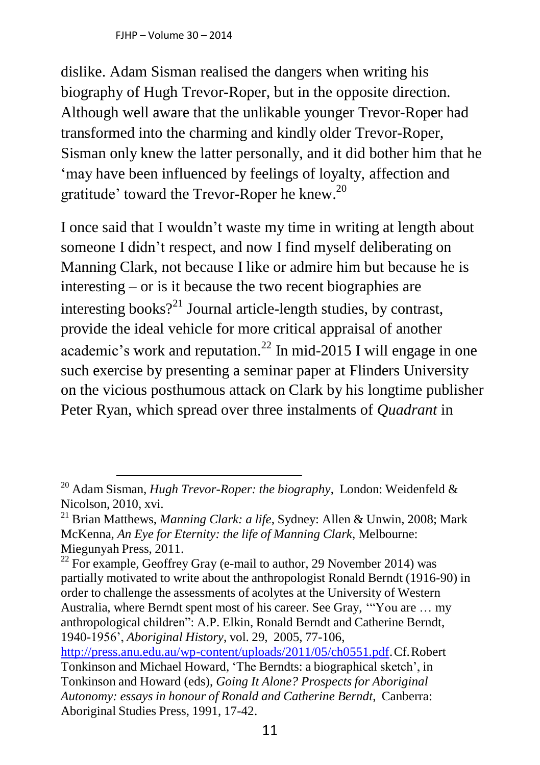dislike. Adam Sisman realised the dangers when writing his biography of Hugh Trevor-Roper, but in the opposite direction. Although well aware that the unlikable younger Trevor-Roper had transformed into the charming and kindly older Trevor-Roper, Sisman only knew the latter personally, and it did bother him that he 'may have been influenced by feelings of loyalty, affection and gratitude' toward the Trevor-Roper he knew.[20]

I once said that I wouldn't waste my time in writing at length about someone I didn't respect, and now I find myself deliberating on Manning Clark, not because I like or admire him but because he is interesting – or is it because the two recent biographies are interesting books?[21] Journal article-length studies, by contrast, provide the ideal vehicle for more critical appraisal of another academic's work and reputation.[22] In mid-2015 I will engage in one such exercise by presenting a seminar paper at Flinders University on the vicious posthumous attack on Clark by his longtime publisher Peter Ryan, which spread over three instalments of *Quadrant* in

---

[20] Adam Sisman, *Hugh Trevor-Roper: the biography*, London: Weidenfeld & Nicolson, 2010, xvi.

[21] Brian Matthews, *Manning Clark: a life*, Sydney: Allen & Unwin, 2008; Mark McKenna, *An Eye for Eternity: the life of Manning Clark*, Melbourne: Miegunyah Press, 2011.

[22] For example, Geoffrey Gray (e-mail to author, 29 November 2014) was partially motivated to write about the anthropologist Ronald Berndt (1916-90) in order to challenge the assessments of acolytes at the University of Western Australia, where Berndt spent most of his career. See Gray, '"You are … my anthropological children": A.P. Elkin, Ronald Berndt and Catherine Berndt, 1940-1956', *Aboriginal History*, vol. 29, 2005, 77-106, http://press.anu.edu.au/wp-content/uploads/2011/05/ch0551.pdf. Cf. Robert Tonkinson and Michael Howard, 'The Berndts: a biographical sketch', in Tonkinson and Howard (eds), *Going It Alone? Prospects for Aboriginal Autonomy: essays in honour of Ronald and Catherine Berndt*, Canberra: Aboriginal Studies Press, 1991, 17-42.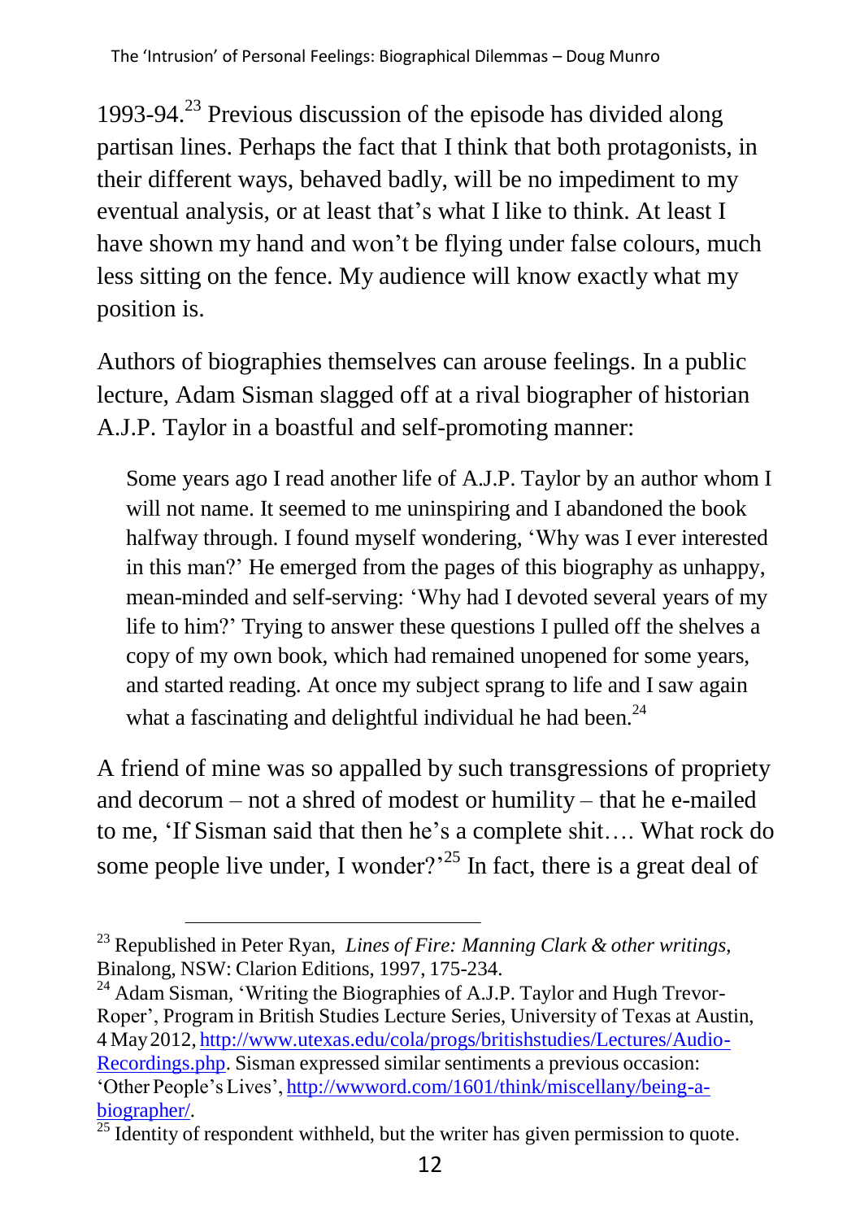1993-94.[23] Previous discussion of the episode has divided along partisan lines. Perhaps the fact that I think that both protagonists, in their different ways, behaved badly, will be no impediment to my eventual analysis, or at least that's what I like to think. At least I have shown my hand and won't be flying under false colours, much less sitting on the fence. My audience will know exactly what my position is.

Authors of biographies themselves can arouse feelings. In a public lecture, Adam Sisman slagged off at a rival biographer of historian A.J.P. Taylor in a boastful and self-promoting manner:

> Some years ago I read another life of A.J.P. Taylor by an author whom I will not name. It seemed to me uninspiring and I abandoned the book halfway through. I found myself wondering, 'Why was I ever interested in this man?' He emerged from the pages of this biography as unhappy, mean-minded and self-serving: 'Why had I devoted several years of my life to him?' Trying to answer these questions I pulled off the shelves a copy of my own book, which had remained unopened for some years, and started reading. At once my subject sprang to life and I saw again what a fascinating and delightful individual he had been.[24]

A friend of mine was so appalled by such transgressions of propriety and decorum – not a shred of modest or humility – that he e-mailed to me, 'If Sisman said that then he's a complete shit…. What rock do some people live under, I wonder?'[25] In fact, there is a great deal of

---

[23] Republished in Peter Ryan, *Lines of Fire: Manning Clark & other writings*, Binalong, NSW: Clarion Editions, 1997, 175-234.

[24] Adam Sisman, 'Writing the Biographies of A.J.P. Taylor and Hugh Trevor-Roper', Program in British Studies Lecture Series, University of Texas at Austin, 4 May 2012, http://www.utexas.edu/cola/progs/britishstudies/Lectures/Audio-Recordings.php. Sisman expressed similar sentiments a previous occasion: 'Other People's Lives', http://wwword.com/1601/think/miscellany/being-a-biographer/.

[25] Identity of respondent withheld, but the writer has given permission to quote.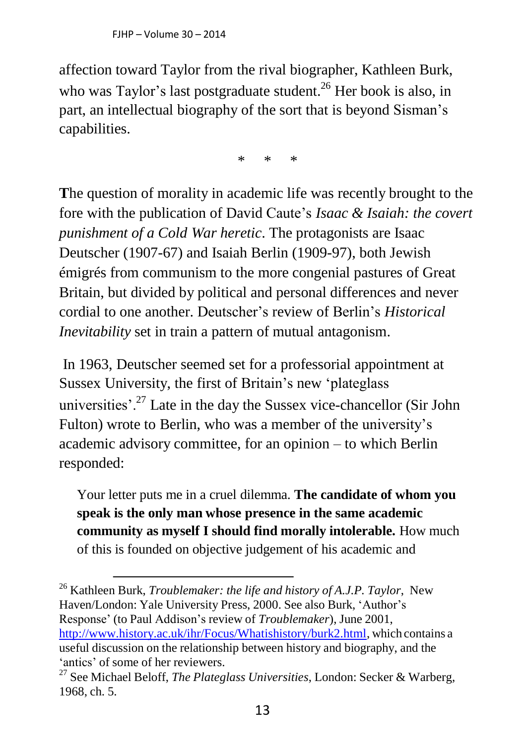affection toward Taylor from the rival biographer, Kathleen Burk, who was Taylor's last postgraduate student.[26] Her book is also, in part, an intellectual biography of the sort that is beyond Sisman's capabilities.

\* \* \*

**T**he question of morality in academic life was recently brought to the fore with the publication of David Caute's *Isaac & Isaiah: the covert punishment of a Cold War heretic*. The protagonists are Isaac Deutscher (1907-67) and Isaiah Berlin (1909-97), both Jewish émigrés from communism to the more congenial pastures of Great Britain, but divided by political and personal differences and never cordial to one another. Deutscher's review of Berlin's *Historical Inevitability* set in train a pattern of mutual antagonism.

In 1963, Deutscher seemed set for a professorial appointment at Sussex University, the first of Britain's new 'plateglass universities'.[27] Late in the day the Sussex vice-chancellor (Sir John Fulton) wrote to Berlin, who was a member of the university's academic advisory committee, for an opinion – to which Berlin responded:

> Your letter puts me in a cruel dilemma. **The candidate of whom you speak is the only man whose presence in the same academic community as myself I should find morally intolerable.** How much of this is founded on objective judgement of his academic and

---

[26] Kathleen Burk, *Troublemaker: the life and history of A.J.P. Taylor*, New Haven/London: Yale University Press, 2000. See also Burk, 'Author's Response' (to Paul Addison's review of *Troublemaker*), June 2001, http://www.history.ac.uk/ihr/Focus/Whatishistory/burk2.html, which contains a useful discussion on the relationship between history and biography, and the 'antics' of some of her reviewers.

[27] See Michael Beloff, *The Plateglass Universities*, London: Secker & Warberg, 1968, ch. 5.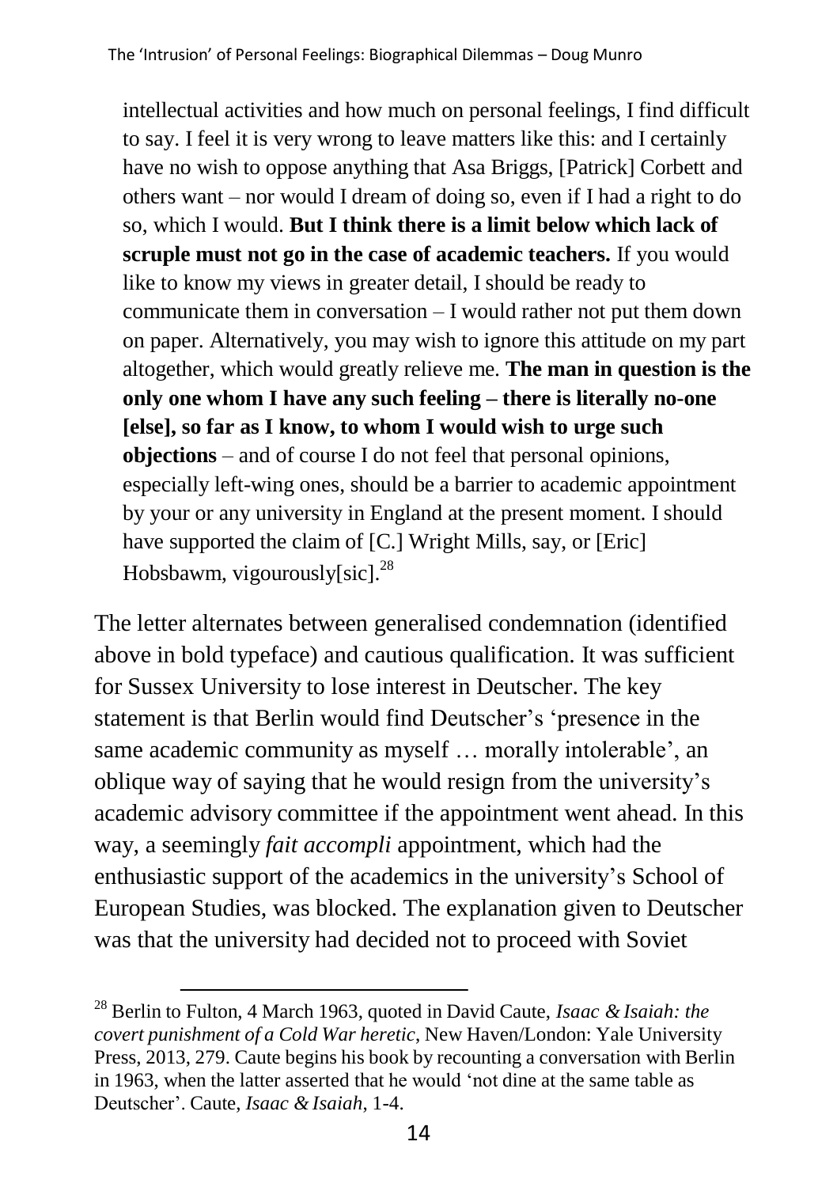> intellectual activities and how much on personal feelings, I find difficult to say. I feel it is very wrong to leave matters like this: and I certainly have no wish to oppose anything that Asa Briggs, [Patrick] Corbett and others want – nor would I dream of doing so, even if I had a right to do so, which I would. **But I think there is a limit below which lack of scruple must not go in the case of academic teachers.** If you would like to know my views in greater detail, I should be ready to communicate them in conversation – I would rather not put them down on paper. Alternatively, you may wish to ignore this attitude on my part altogether, which would greatly relieve me. **The man in question is the only one whom I have any such feeling – there is literally no-one [else], so far as I know, to whom I would wish to urge such objections** – and of course I do not feel that personal opinions, especially left-wing ones, should be a barrier to academic appointment by your or any university in England at the present moment. I should have supported the claim of [C.] Wright Mills, say, or [Eric] Hobsbawm, vigourously[sic].[28]

The letter alternates between generalised condemnation (identified above in bold typeface) and cautious qualification. It was sufficient for Sussex University to lose interest in Deutscher. The key statement is that Berlin would find Deutscher's 'presence in the same academic community as myself … morally intolerable', an oblique way of saying that he would resign from the university's academic advisory committee if the appointment went ahead. In this way, a seemingly *fait accompli* appointment, which had the enthusiastic support of the academics in the university's School of European Studies, was blocked. The explanation given to Deutscher was that the university had decided not to proceed with Soviet

---

[28] Berlin to Fulton, 4 March 1963, quoted in David Caute, *Isaac & Isaiah: the covert punishment of a Cold War heretic*, New Haven/London: Yale University Press, 2013, 279. Caute begins his book by recounting a conversation with Berlin in 1963, when the latter asserted that he would 'not dine at the same table as Deutscher'. Caute, *Isaac & Isaiah*, 1-4.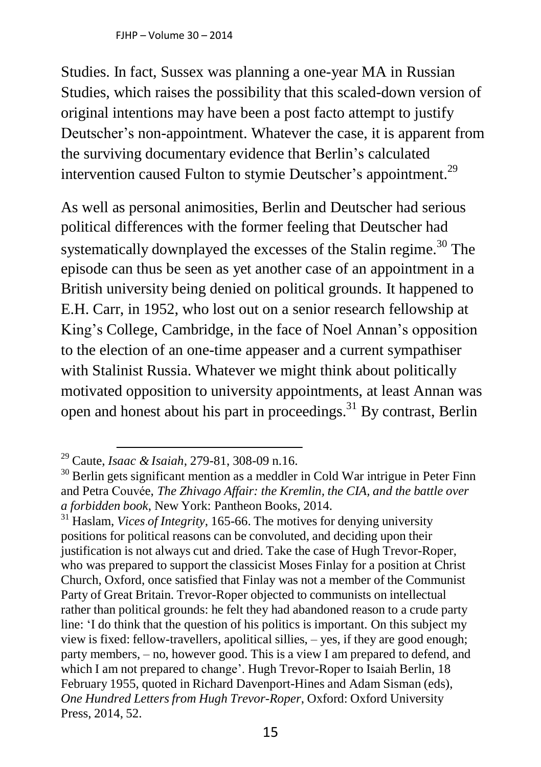Studies. In fact, Sussex was planning a one-year MA in Russian Studies, which raises the possibility that this scaled-down version of original intentions may have been a post facto attempt to justify Deutscher's non-appointment. Whatever the case, it is apparent from the surviving documentary evidence that Berlin's calculated intervention caused Fulton to stymie Deutscher's appointment.[29]

As well as personal animosities, Berlin and Deutscher had serious political differences with the former feeling that Deutscher had systematically downplayed the excesses of the Stalin regime.[30] The episode can thus be seen as yet another case of an appointment in a British university being denied on political grounds. It happened to E.H. Carr, in 1952, who lost out on a senior research fellowship at King's College, Cambridge, in the face of Noel Annan's opposition to the election of an one-time appeaser and a current sympathiser with Stalinist Russia. Whatever we might think about politically motivated opposition to university appointments, at least Annan was open and honest about his part in proceedings.[31] By contrast, Berlin

---

[29] Caute, *Isaac & Isaiah*, 279-81, 308-09 n.16.

[30] Berlin gets significant mention as a meddler in Cold War intrigue in Peter Finn and Petra Couvée, *The Zhivago Affair: the Kremlin, the CIA, and the battle over a forbidden book*, New York: Pantheon Books, 2014.

[31] Haslam, *Vices of Integrity*, 165-66. The motives for denying university positions for political reasons can be convoluted, and deciding upon their justification is not always cut and dried. Take the case of Hugh Trevor-Roper, who was prepared to support the classicist Moses Finlay for a position at Christ Church, Oxford, once satisfied that Finlay was not a member of the Communist Party of Great Britain. Trevor-Roper objected to communists on intellectual rather than political grounds: he felt they had abandoned reason to a crude party line: 'I do think that the question of his politics is important. On this subject my view is fixed: fellow-travellers, apolitical sillies, – yes, if they are good enough; party members, – no, however good. This is a view I am prepared to defend, and which I am not prepared to change'. Hugh Trevor-Roper to Isaiah Berlin, 18 February 1955, quoted in Richard Davenport-Hines and Adam Sisman (eds), *One Hundred Letters from Hugh Trevor-Roper*, Oxford: Oxford University Press, 2014, 52.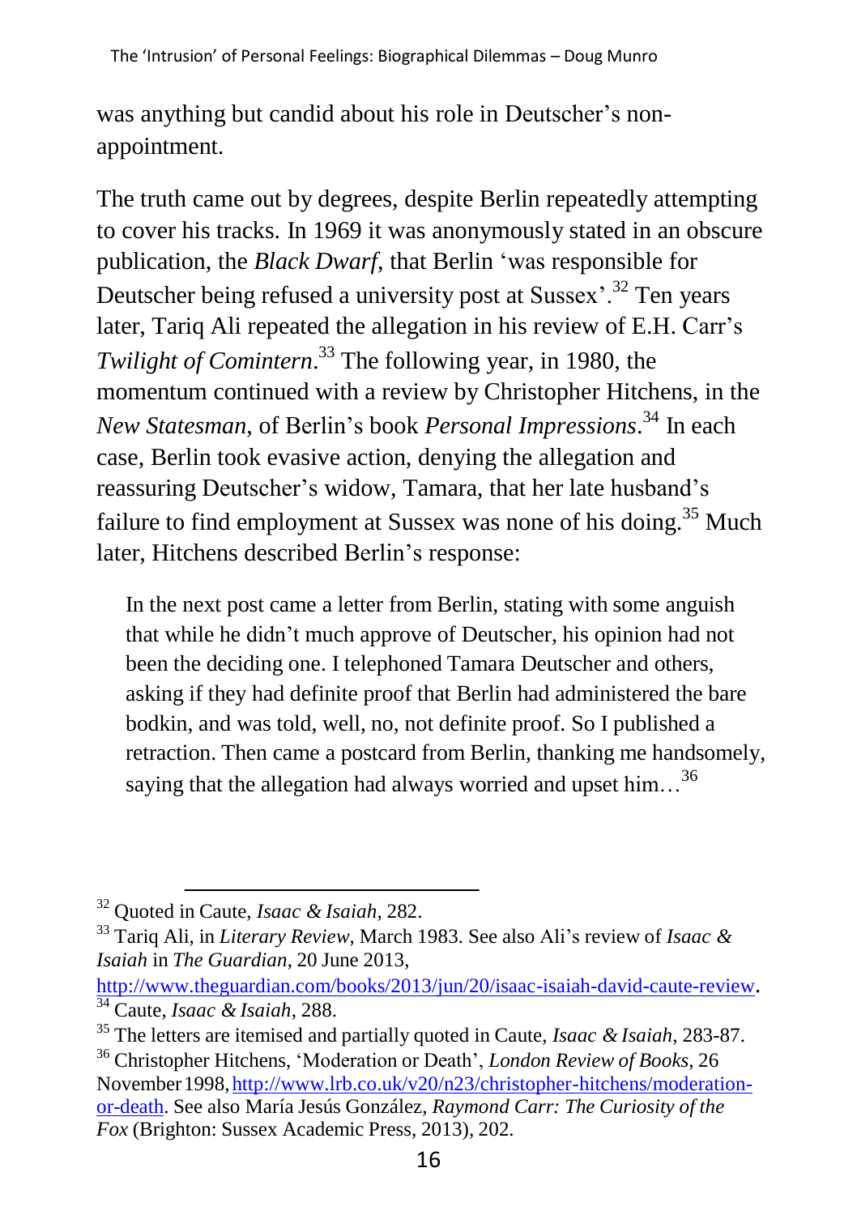was anything but candid about his role in Deutscher's non-appointment.

The truth came out by degrees, despite Berlin repeatedly attempting to cover his tracks. In 1969 it was anonymously stated in an obscure publication, the *Black Dwarf*, that Berlin 'was responsible for Deutscher being refused a university post at Sussex'.[32] Ten years later, Tariq Ali repeated the allegation in his review of E.H. Carr's *Twilight of Comintern*.[33] The following year, in 1980, the momentum continued with a review by Christopher Hitchens, in the *New Statesman*, of Berlin's book *Personal Impressions*.[34] In each case, Berlin took evasive action, denying the allegation and reassuring Deutscher's widow, Tamara, that her late husband's failure to find employment at Sussex was none of his doing.[35] Much later, Hitchens described Berlin's response:

> In the next post came a letter from Berlin, stating with some anguish that while he didn't much approve of Deutscher, his opinion had not been the deciding one. I telephoned Tamara Deutscher and others, asking if they had definite proof that Berlin had administered the bare bodkin, and was told, well, no, not definite proof. So I published a retraction. Then came a postcard from Berlin, thanking me handsomely, saying that the allegation had always worried and upset him…[36]

---

[32] Quoted in Caute, *Isaac & Isaiah*, 282.

[33] Tariq Ali, in *Literary Review*, March 1983. See also Ali's review of *Isaac & Isaiah* in *The Guardian*, 20 June 2013, http://www.theguardian.com/books/2013/jun/20/isaac-isaiah-david-caute-review.

[34] Caute, *Isaac & Isaiah*, 288.

[35] The letters are itemised and partially quoted in Caute, *Isaac & Isaiah*, 283-87.

[36] Christopher Hitchens, 'Moderation or Death', *London Review of Books*, 26 November 1998, http://www.lrb.co.uk/v20/n23/christopher-hitchens/moderation-or-death. See also María Jesús González, *Raymond Carr: The Curiosity of the Fox* (Brighton: Sussex Academic Press, 2013), 202.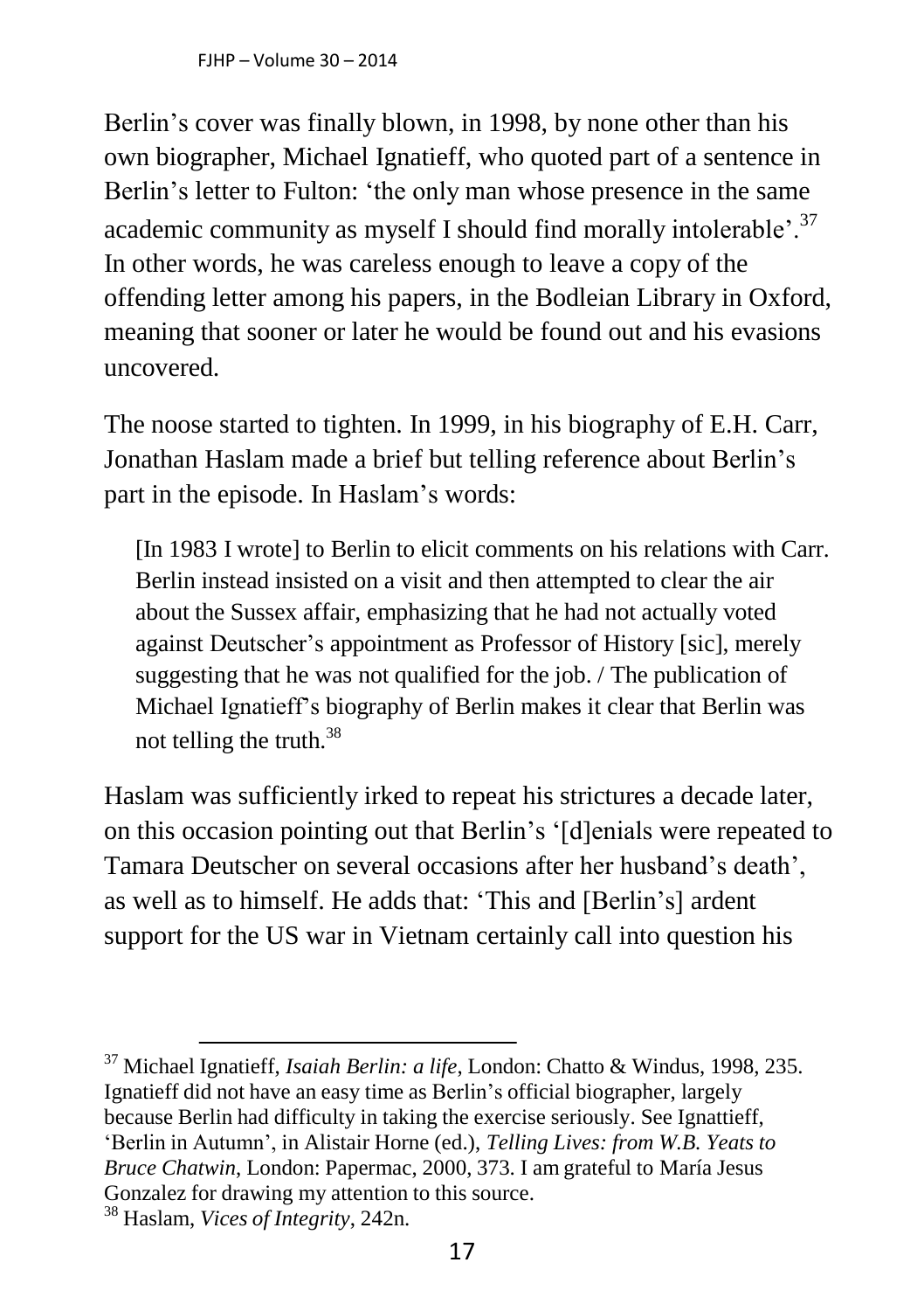Berlin's cover was finally blown, in 1998, by none other than his own biographer, Michael Ignatieff, who quoted part of a sentence in Berlin's letter to Fulton: 'the only man whose presence in the same academic community as myself I should find morally intolerable'.[37] In other words, he was careless enough to leave a copy of the offending letter among his papers, in the Bodleian Library in Oxford, meaning that sooner or later he would be found out and his evasions uncovered.

The noose started to tighten. In 1999, in his biography of E.H. Carr, Jonathan Haslam made a brief but telling reference about Berlin's part in the episode. In Haslam's words:

> [In 1983 I wrote] to Berlin to elicit comments on his relations with Carr. Berlin instead insisted on a visit and then attempted to clear the air about the Sussex affair, emphasizing that he had not actually voted against Deutscher's appointment as Professor of History [sic], merely suggesting that he was not qualified for the job. / The publication of Michael Ignatieff's biography of Berlin makes it clear that Berlin was not telling the truth.[38]

Haslam was sufficiently irked to repeat his strictures a decade later, on this occasion pointing out that Berlin's '[d]enials were repeated to Tamara Deutscher on several occasions after her husband's death', as well as to himself. He adds that: 'This and [Berlin's] ardent support for the US war in Vietnam certainly call into question his

---

[37] Michael Ignatieff, *Isaiah Berlin: a life*, London: Chatto & Windus, 1998, 235. Ignatieff did not have an easy time as Berlin's official biographer, largely because Berlin had difficulty in taking the exercise seriously. See Ignattieff, 'Berlin in Autumn', in Alistair Horne (ed.), *Telling Lives: from W.B. Yeats to Bruce Chatwin*, London: Papermac, 2000, 373. I am grateful to María Jesus Gonzalez for drawing my attention to this source.

[38] Haslam, *Vices of Integrity*, 242n.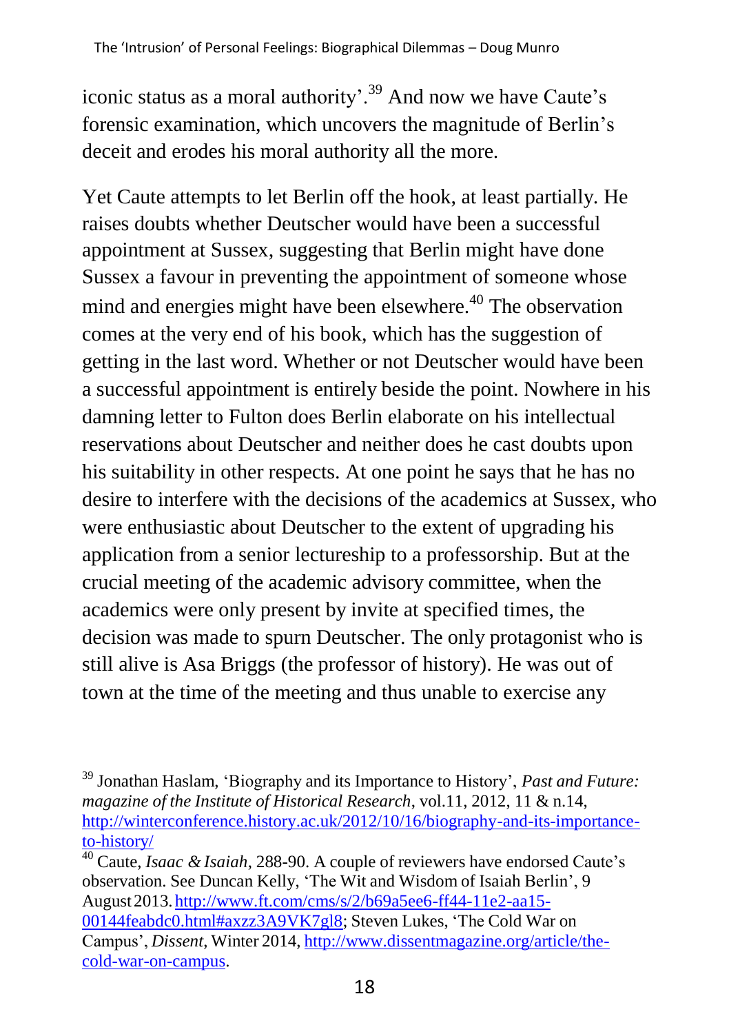iconic status as a moral authority'.[39] And now we have Caute's forensic examination, which uncovers the magnitude of Berlin's deceit and erodes his moral authority all the more.

Yet Caute attempts to let Berlin off the hook, at least partially. He raises doubts whether Deutscher would have been a successful appointment at Sussex, suggesting that Berlin might have done Sussex a favour in preventing the appointment of someone whose mind and energies might have been elsewhere.[40] The observation comes at the very end of his book, which has the suggestion of getting in the last word. Whether or not Deutscher would have been a successful appointment is entirely beside the point. Nowhere in his damning letter to Fulton does Berlin elaborate on his intellectual reservations about Deutscher and neither does he cast doubts upon his suitability in other respects. At one point he says that he has no desire to interfere with the decisions of the academics at Sussex, who were enthusiastic about Deutscher to the extent of upgrading his application from a senior lectureship to a professorship. But at the crucial meeting of the academic advisory committee, when the academics were only present by invite at specified times, the decision was made to spurn Deutscher. The only protagonist who is still alive is Asa Briggs (the professor of history). He was out of town at the time of the meeting and thus unable to exercise any

---

[39] Jonathan Haslam, 'Biography and its Importance to History', *Past and Future: magazine of the Institute of Historical Research*, vol.11, 2012, 11 & n.14, http://winterconference.history.ac.uk/2012/10/16/biography-and-its-importance-to-history/

[40] Caute, *Isaac & Isaiah*, 288-90. A couple of reviewers have endorsed Caute's observation. See Duncan Kelly, 'The Wit and Wisdom of Isaiah Berlin', 9 August 2013. http://www.ft.com/cms/s/2/b69a5ee6-ff44-11e2-aa15-00144feabdc0.html#axzz3A9VK7gl8; Steven Lukes, 'The Cold War on Campus', *Dissent*, Winter 2014, http://www.dissentmagazine.org/article/the-cold-war-on-campus.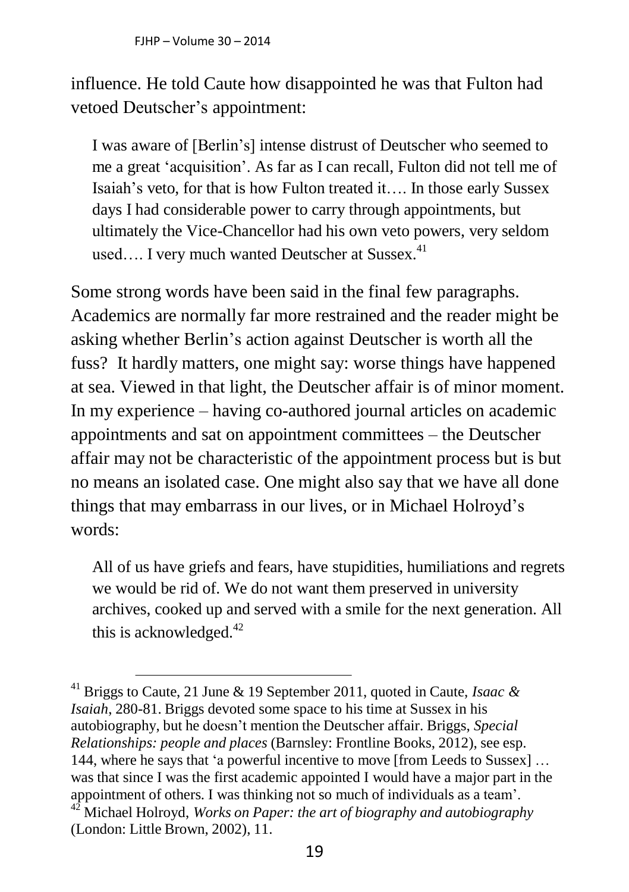influence. He told Caute how disappointed he was that Fulton had vetoed Deutscher's appointment:

> I was aware of [Berlin's] intense distrust of Deutscher who seemed to me a great 'acquisition'. As far as I can recall, Fulton did not tell me of Isaiah's veto, for that is how Fulton treated it…. In those early Sussex days I had considerable power to carry through appointments, but ultimately the Vice-Chancellor had his own veto powers, very seldom used…. I very much wanted Deutscher at Sussex.[41]

Some strong words have been said in the final few paragraphs. Academics are normally far more restrained and the reader might be asking whether Berlin's action against Deutscher is worth all the fuss? It hardly matters, one might say: worse things have happened at sea. Viewed in that light, the Deutscher affair is of minor moment. In my experience – having co-authored journal articles on academic appointments and sat on appointment committees – the Deutscher affair may not be characteristic of the appointment process but is but no means an isolated case. One might also say that we have all done things that may embarrass in our lives, or in Michael Holroyd's words:

> All of us have griefs and fears, have stupidities, humiliations and regrets we would be rid of. We do not want them preserved in university archives, cooked up and served with a smile for the next generation. All this is acknowledged.[42]

---

[41] Briggs to Caute, 21 June & 19 September 2011, quoted in Caute, *Isaac & Isaiah*, 280-81. Briggs devoted some space to his time at Sussex in his autobiography, but he doesn't mention the Deutscher affair. Briggs, *Special Relationships: people and places* (Barnsley: Frontline Books, 2012), see esp. 144, where he says that 'a powerful incentive to move [from Leeds to Sussex] … was that since I was the first academic appointed I would have a major part in the appointment of others. I was thinking not so much of individuals as a team'.

[42] Michael Holroyd, *Works on Paper: the art of biography and autobiography* (London: Little Brown, 2002), 11.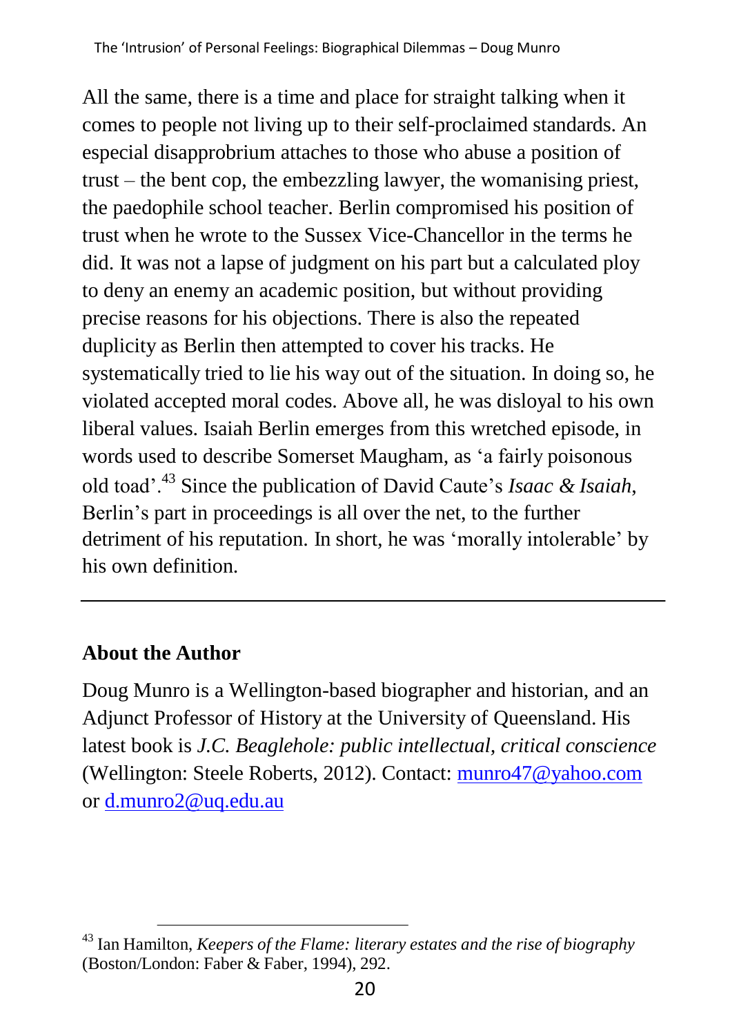All the same, there is a time and place for straight talking when it comes to people not living up to their self-proclaimed standards. An especial disapprobrium attaches to those who abuse a position of trust – the bent cop, the embezzling lawyer, the womanising priest, the paedophile school teacher. Berlin compromised his position of trust when he wrote to the Sussex Vice-Chancellor in the terms he did. It was not a lapse of judgment on his part but a calculated ploy to deny an enemy an academic position, but without providing precise reasons for his objections. There is also the repeated duplicity as Berlin then attempted to cover his tracks. He systematically tried to lie his way out of the situation. In doing so, he violated accepted moral codes. Above all, he was disloyal to his own liberal values. Isaiah Berlin emerges from this wretched episode, in words used to describe Somerset Maugham, as 'a fairly poisonous old toad'.[43] Since the publication of David Caute's *Isaac & Isaiah*, Berlin's part in proceedings is all over the net, to the further detriment of his reputation. In short, he was 'morally intolerable' by his own definition.

---

## About the Author

Doug Munro is a Wellington-based biographer and historian, and an Adjunct Professor of History at the University of Queensland. His latest book is *J.C. Beaglehole: public intellectual, critical conscience* (Wellington: Steele Roberts, 2012). Contact: munro47@yahoo.com or d.munro2@uq.edu.au

---

[43] Ian Hamilton, *Keepers of the Flame: literary estates and the rise of biography* (Boston/London: Faber & Faber, 1994), 292.